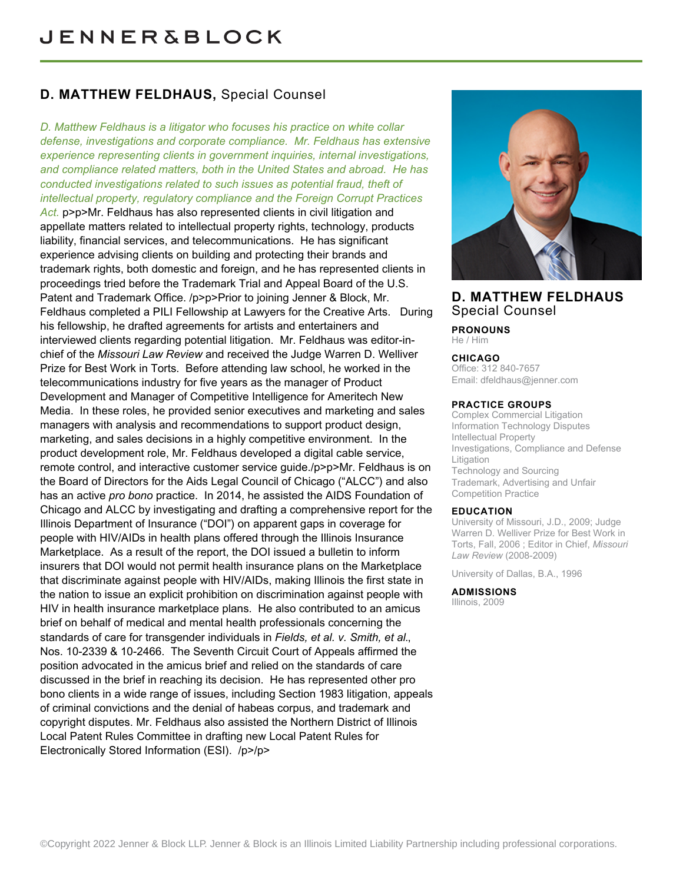# JENNER&BLOCK

## D. MATTHEW FELDHAUS, Special Counsel

*D. Matthew Feldhaus is a litigator who focuses his practice on white collar defense, investigations and corporate compliance. Mr. Feldhaus has extensive experience representing clients in government inquiries, internal investigations, and compliance related matters, both in the United States and abroad. He has conducted investigations related to such issues as potential fraud, theft of intellectual property, regulatory compliance and the Foreign Corrupt Practices Act.* p>p>Mr. Feldhaus has also represented clients in civil litigation and appellate matters related to intellectual property rights, technology, products liability, financial services, and telecommunications. He has significant experience advising clients on building and protecting their brands and trademark rights, both domestic and foreign, and he has represented clients in proceedings tried before the Trademark Trial and Appeal Board of the U.S. Patent and Trademark Office. /p>p>Prior to joining Jenner & Block, Mr. Feldhaus completed a PILI Fellowship at Lawyers for the Creative Arts. During his fellowship, he drafted agreements for artists and entertainers and interviewed clients regarding potential litigation. Mr. Feldhaus was editor-in-chief of the *Missouri Law Review* and received the Judge Warren D. Welliver Prize for Best Work in Torts. Before attending law school, he worked in the telecommunications industry for five years as the manager of Product Development and Manager of Competitive Intelligence for Ameritech New Media. In these roles, he provided senior executives and marketing and sales managers with analysis and recommendations to support product design, marketing, and sales decisions in a highly competitive environment. In the product development role, Mr. Feldhaus developed a digital cable service, remote control, and interactive customer service guide./p>p>Mr. Feldhaus is on the Board of Directors for the Aids Legal Council of Chicago ("ALCC") and also has an active *pro bono* practice. In 2014, he assisted the AIDS Foundation of Chicago and ALCC by investigating and drafting a comprehensive report for the Illinois Department of Insurance ("DOI") on apparent gaps in coverage for people with HIV/AIDs in health plans offered through the Illinois Insurance Marketplace. As a result of the report, the DOI issued a bulletin to inform insurers that DOI would not permit health insurance plans on the Marketplace that discriminate against people with HIV/AIDs, making Illinois the first state in the nation to issue an explicit prohibition on discrimination against people with HIV in health insurance marketplace plans. He also contributed to an amicus brief on behalf of medical and mental health professionals concerning the standards of care for transgender individuals in *Fields, et al. v. Smith, et al*., Nos. 10-2339 & 10-2466. The Seventh Circuit Court of Appeals affirmed the position advocated in the amicus brief and relied on the standards of care discussed in the brief in reaching its decision. He has represented other pro bono clients in a wide range of issues, including Section 1983 litigation, appeals of criminal convictions and the denial of habeas corpus, and trademark and copyright disputes. Mr. Feldhaus also assisted the Northern District of Illinois Local Patent Rules Committee in drafting new Local Patent Rules for Electronically Stored Information (ESI). /p>/p>

### D. MATTHEW FELDHAUS
Special Counsel

**PRONOUNS**
He / Him

**CHICAGO**
Office: 312 840-7657
Email: dfeldhaus@jenner.com

**PRACTICE GROUPS**
- Complex Commercial Litigation
- Information Technology Disputes
- Intellectual Property
- Investigations, Compliance and Defense Litigation
- Technology and Sourcing
- Trademark, Advertising and Unfair Competition Practice

**EDUCATION**

University of Missouri, J.D., 2009; Judge Warren D. Welliver Prize for Best Work in Torts, Fall, 2006 ; Editor in Chief, *Missouri Law Review* (2008-2009)

University of Dallas, B.A., 1996

**ADMISSIONS**
Illinois, 2009

©Copyright 2022 Jenner & Block LLP. Jenner & Block is an Illinois Limited Liability Partnership including professional corporations.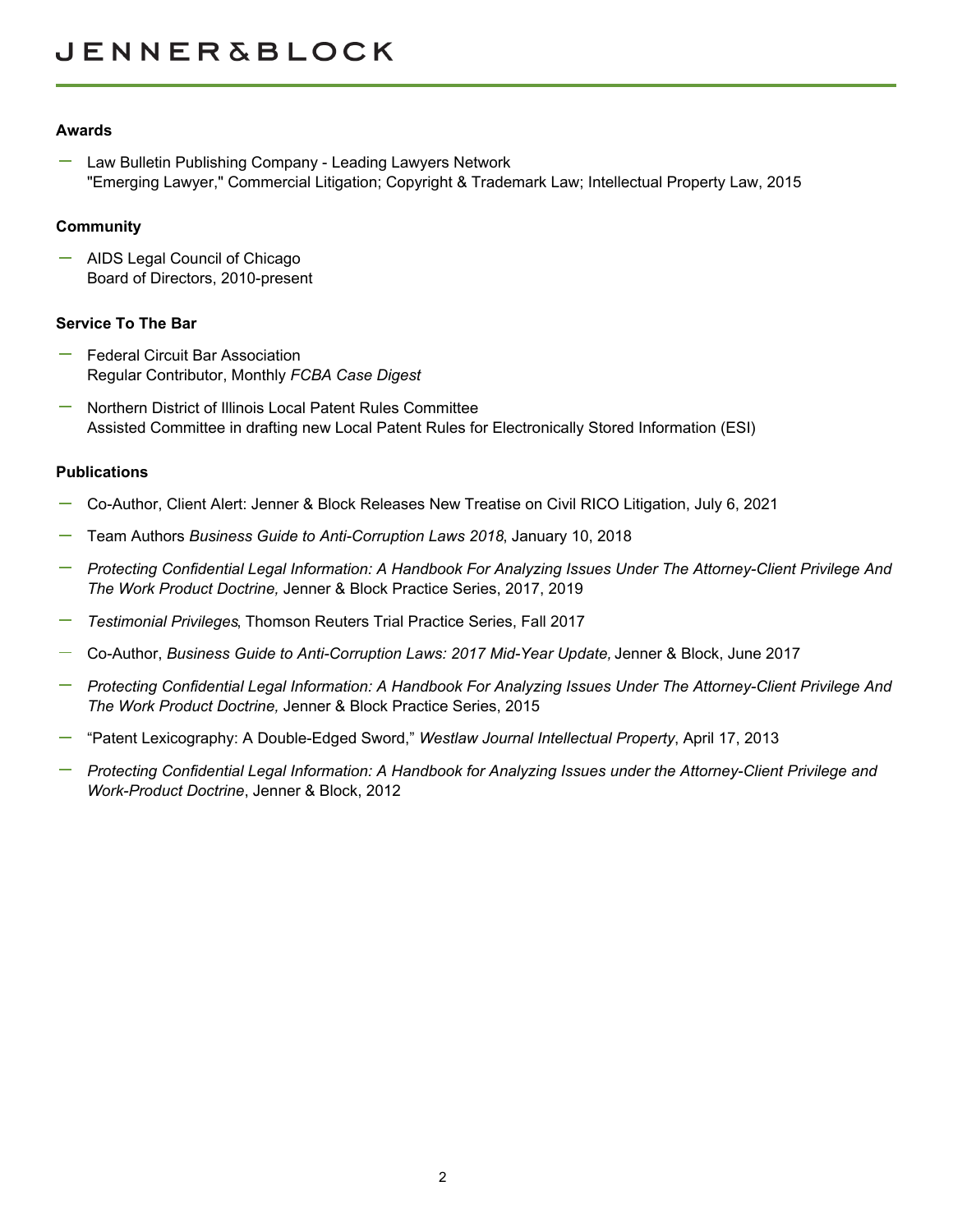### Awards

- Law Bulletin Publishing Company - Leading Lawyers Network
  "Emerging Lawyer," Commercial Litigation; Copyright & Trademark Law; Intellectual Property Law, 2015

### Community

- AIDS Legal Council of Chicago
  Board of Directors, 2010-present

### Service To The Bar

- Federal Circuit Bar Association
  Regular Contributor, Monthly *FCBA Case Digest*
- Northern District of Illinois Local Patent Rules Committee
  Assisted Committee in drafting new Local Patent Rules for Electronically Stored Information (ESI)

### Publications

- Co-Author, Client Alert: Jenner & Block Releases New Treatise on Civil RICO Litigation, July 6, 2021
- Team Authors *Business Guide to Anti-Corruption Laws 2018*, January 10, 2018
- *Protecting Confidential Legal Information: A Handbook For Analyzing Issues Under The Attorney-Client Privilege And The Work Product Doctrine,* Jenner & Block Practice Series, 2017, 2019
- *Testimonial Privileges*, Thomson Reuters Trial Practice Series, Fall 2017
- Co-Author, *Business Guide to Anti-Corruption Laws: 2017 Mid-Year Update,* Jenner & Block, June 2017
- *Protecting Confidential Legal Information: A Handbook For Analyzing Issues Under The Attorney-Client Privilege And The Work Product Doctrine,* Jenner & Block Practice Series, 2015
- "Patent Lexicography: A Double-Edged Sword," *Westlaw Journal Intellectual Property*, April 17, 2013
- *Protecting Confidential Legal Information: A Handbook for Analyzing Issues under the Attorney-Client Privilege and Work-Product Doctrine*, Jenner & Block, 2012